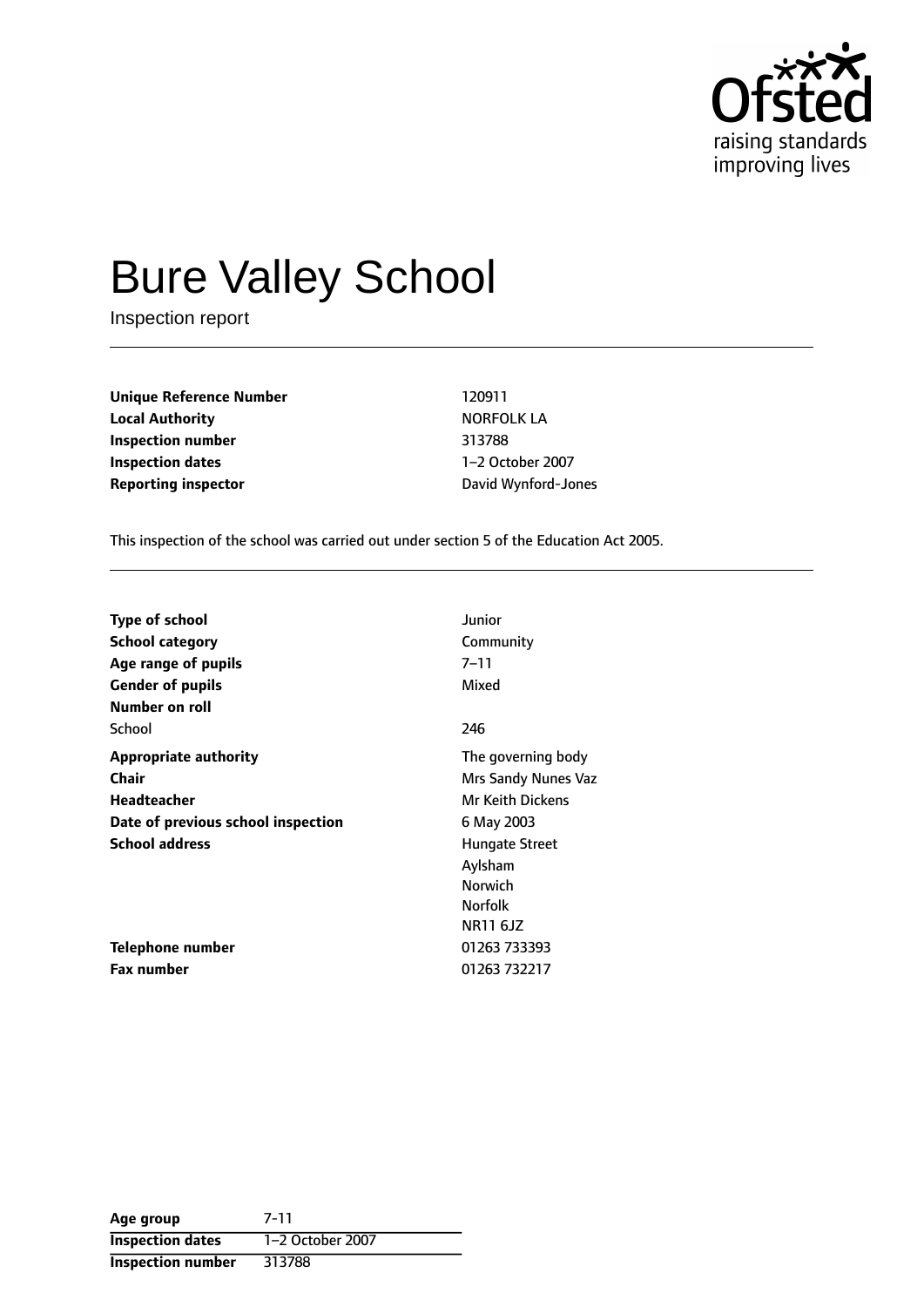# Bure Valley School

Inspection report

| | |
|---|---|
| **Unique Reference Number** | 120911 |
| **Local Authority** | NORFOLK LA |
| **Inspection number** | 313788 |
| **Inspection dates** | 1–2 October 2007 |
| **Reporting inspector** | David Wynford-Jones |

This inspection of the school was carried out under section 5 of the Education Act 2005.

| | |
|---|---|
| **Type of school** | Junior |
| **School category** | Community |
| **Age range of pupils** | 7–11 |
| **Gender of pupils** | Mixed |
| **Number on roll** | |
| School | 246 |
| **Appropriate authority** | The governing body |
| **Chair** | Mrs Sandy Nunes Vaz |
| **Headteacher** | Mr Keith Dickens |
| **Date of previous school inspection** | 6 May 2003 |
| **School address** | Hungate Street<br>Aylsham<br>Norwich<br>Norfolk<br>NR11 6JZ |
| **Telephone number** | 01263 733393 |
| **Fax number** | 01263 732217 |

| | |
|---|---|
| **Age group** | 7-11 |
| **Inspection dates** | 1–2 October 2007 |
| **Inspection number** | 313788 |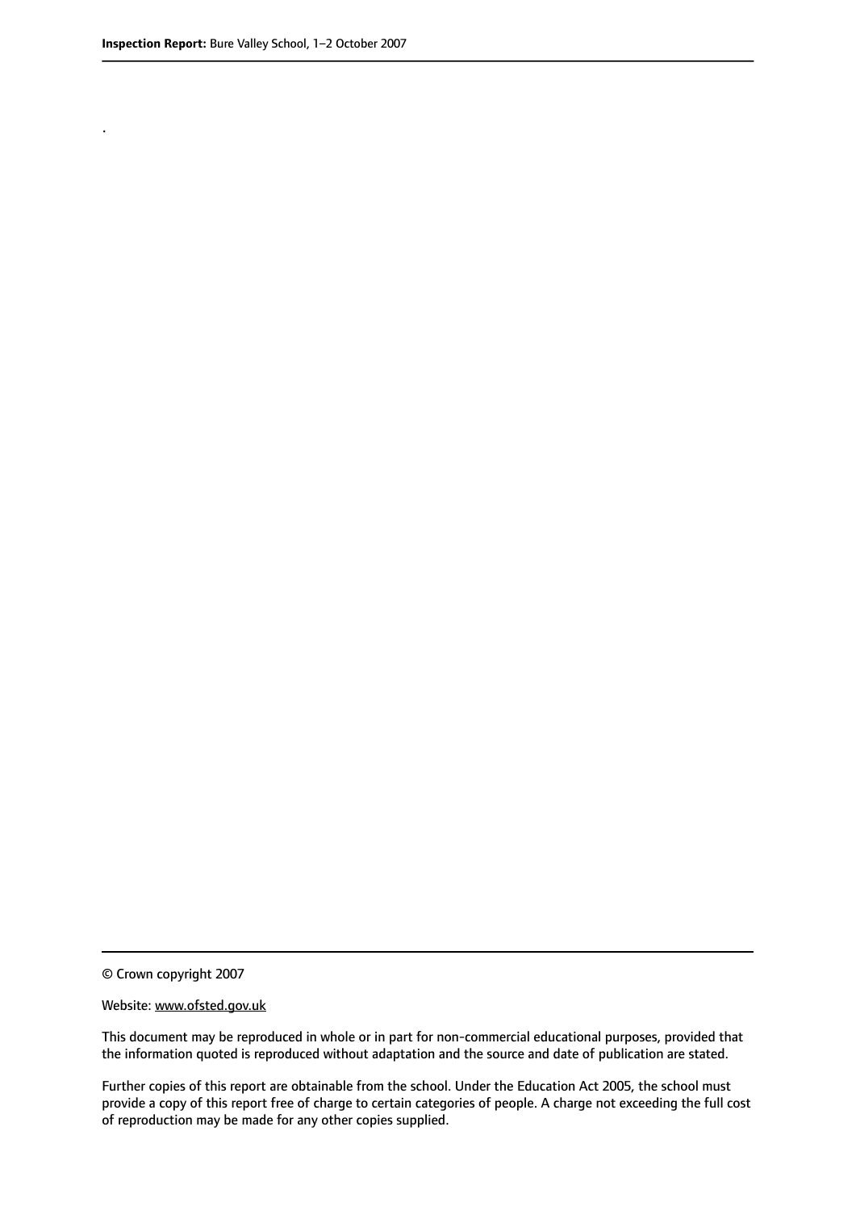.

© Crown copyright 2007

Website: www.ofsted.gov.uk

This document may be reproduced in whole or in part for non-commercial educational purposes, provided that the information quoted is reproduced without adaptation and the source and date of publication are stated.

Further copies of this report are obtainable from the school. Under the Education Act 2005, the school must provide a copy of this report free of charge to certain categories of people. A charge not exceeding the full cost of reproduction may be made for any other copies supplied.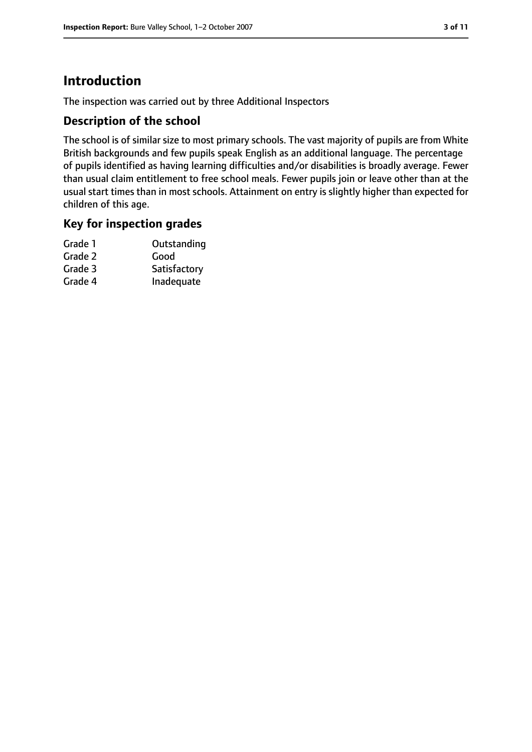# Introduction

The inspection was carried out by three Additional Inspectors

## Description of the school

The school is of similar size to most primary schools. The vast majority of pupils are from White British backgrounds and few pupils speak English as an additional language. The percentage of pupils identified as having learning difficulties and/or disabilities is broadly average. Fewer than usual claim entitlement to free school meals. Fewer pupils join or leave other than at the usual start times than in most schools. Attainment on entry is slightly higher than expected for children of this age.

## Key for inspection grades

| | |
|---|---|
| Grade 1 | Outstanding |
| Grade 2 | Good |
| Grade 3 | Satisfactory |
| Grade 4 | Inadequate |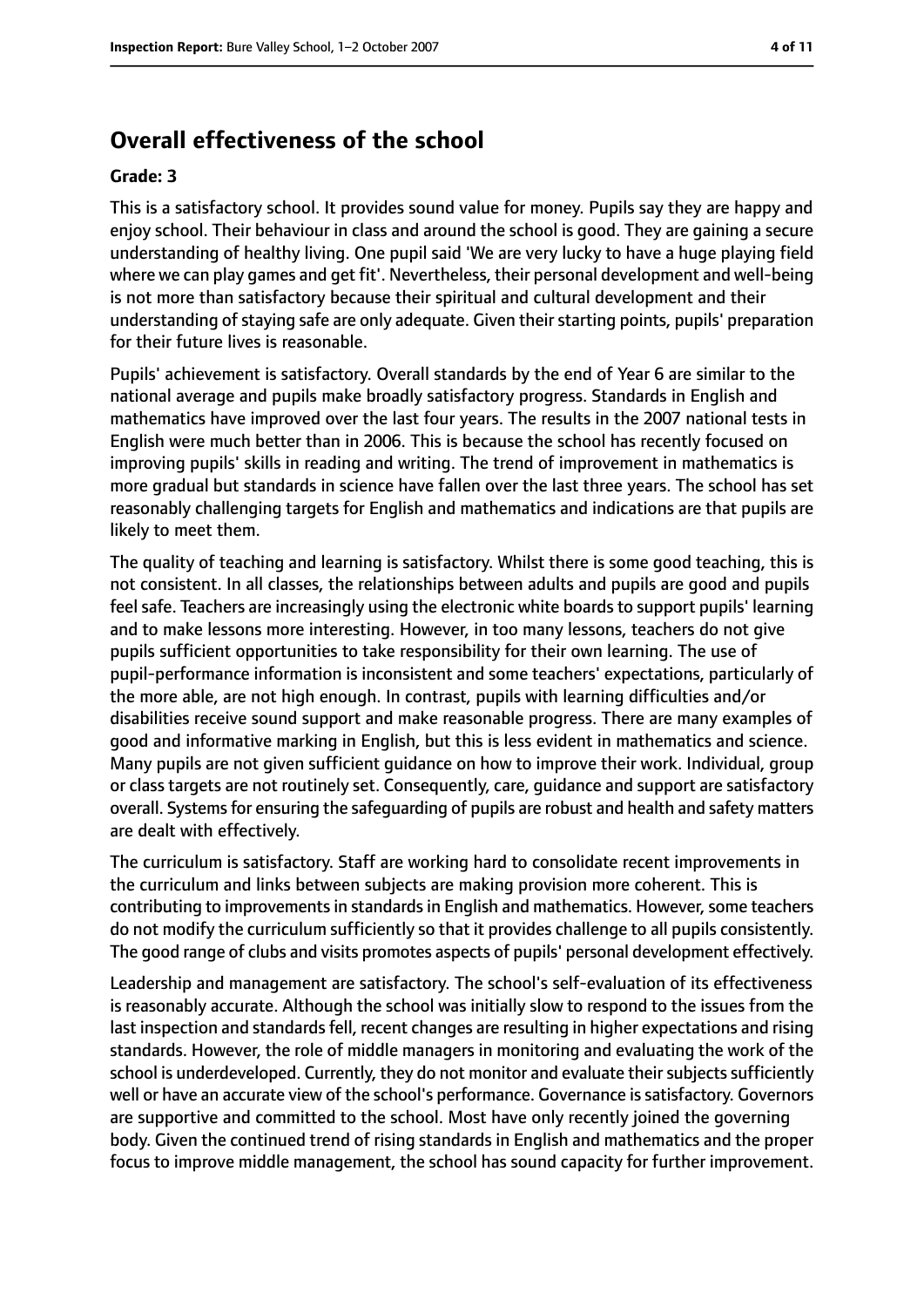## Overall effectiveness of the school

### Grade: 3

This is a satisfactory school. It provides sound value for money. Pupils say they are happy and enjoy school. Their behaviour in class and around the school is good. They are gaining a secure understanding of healthy living. One pupil said 'We are very lucky to have a huge playing field where we can play games and get fit'. Nevertheless, their personal development and well-being is not more than satisfactory because their spiritual and cultural development and their understanding of staying safe are only adequate. Given their starting points, pupils' preparation for their future lives is reasonable.

Pupils' achievement is satisfactory. Overall standards by the end of Year 6 are similar to the national average and pupils make broadly satisfactory progress. Standards in English and mathematics have improved over the last four years. The results in the 2007 national tests in English were much better than in 2006. This is because the school has recently focused on improving pupils' skills in reading and writing. The trend of improvement in mathematics is more gradual but standards in science have fallen over the last three years. The school has set reasonably challenging targets for English and mathematics and indications are that pupils are likely to meet them.

The quality of teaching and learning is satisfactory. Whilst there is some good teaching, this is not consistent. In all classes, the relationships between adults and pupils are good and pupils feel safe. Teachers are increasingly using the electronic white boards to support pupils' learning and to make lessons more interesting. However, in too many lessons, teachers do not give pupils sufficient opportunities to take responsibility for their own learning. The use of pupil-performance information is inconsistent and some teachers' expectations, particularly of the more able, are not high enough. In contrast, pupils with learning difficulties and/or disabilities receive sound support and make reasonable progress. There are many examples of good and informative marking in English, but this is less evident in mathematics and science. Many pupils are not given sufficient guidance on how to improve their work. Individual, group or class targets are not routinely set. Consequently, care, guidance and support are satisfactory overall. Systems for ensuring the safeguarding of pupils are robust and health and safety matters are dealt with effectively.

The curriculum is satisfactory. Staff are working hard to consolidate recent improvements in the curriculum and links between subjects are making provision more coherent. This is contributing to improvements in standards in English and mathematics. However, some teachers do not modify the curriculum sufficiently so that it provides challenge to all pupils consistently. The good range of clubs and visits promotes aspects of pupils' personal development effectively.

Leadership and management are satisfactory. The school's self-evaluation of its effectiveness is reasonably accurate. Although the school was initially slow to respond to the issues from the last inspection and standards fell, recent changes are resulting in higher expectations and rising standards. However, the role of middle managers in monitoring and evaluating the work of the school is underdeveloped. Currently, they do not monitor and evaluate their subjects sufficiently well or have an accurate view of the school's performance. Governance is satisfactory. Governors are supportive and committed to the school. Most have only recently joined the governing body. Given the continued trend of rising standards in English and mathematics and the proper focus to improve middle management, the school has sound capacity for further improvement.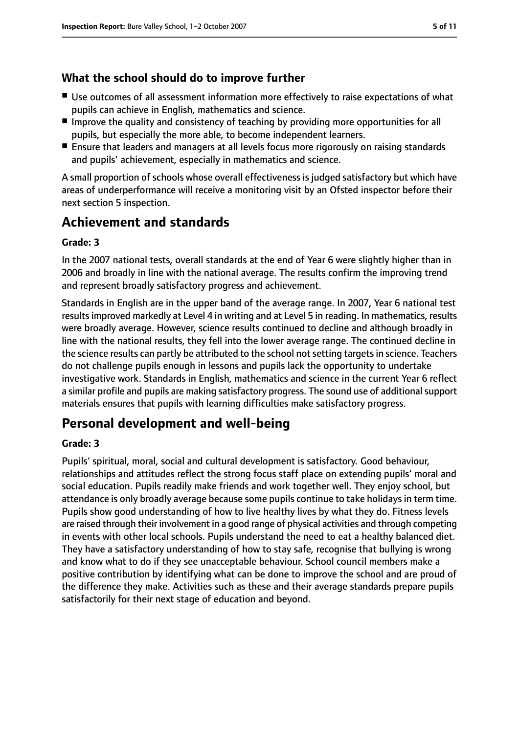### What the school should do to improve further

- Use outcomes of all assessment information more effectively to raise expectations of what pupils can achieve in English, mathematics and science.
- Improve the quality and consistency of teaching by providing more opportunities for all pupils, but especially the more able, to become independent learners.
- Ensure that leaders and managers at all levels focus more rigorously on raising standards and pupils' achievement, especially in mathematics and science.

A small proportion of schools whose overall effectiveness is judged satisfactory but which have areas of underperformance will receive a monitoring visit by an Ofsted inspector before their next section 5 inspection.

## Achievement and standards

**Grade: 3**

In the 2007 national tests, overall standards at the end of Year 6 were slightly higher than in 2006 and broadly in line with the national average. The results confirm the improving trend and represent broadly satisfactory progress and achievement.

Standards in English are in the upper band of the average range. In 2007, Year 6 national test results improved markedly at Level 4 in writing and at Level 5 in reading. In mathematics, results were broadly average. However, science results continued to decline and although broadly in line with the national results, they fell into the lower average range. The continued decline in the science results can partly be attributed to the school not setting targets in science. Teachers do not challenge pupils enough in lessons and pupils lack the opportunity to undertake investigative work. Standards in English, mathematics and science in the current Year 6 reflect a similar profile and pupils are making satisfactory progress. The sound use of additional support materials ensures that pupils with learning difficulties make satisfactory progress.

## Personal development and well-being

**Grade: 3**

Pupils' spiritual, moral, social and cultural development is satisfactory. Good behaviour, relationships and attitudes reflect the strong focus staff place on extending pupils' moral and social education. Pupils readily make friends and work together well. They enjoy school, but attendance is only broadly average because some pupils continue to take holidays in term time. Pupils show good understanding of how to live healthy lives by what they do. Fitness levels are raised through their involvement in a good range of physical activities and through competing in events with other local schools. Pupils understand the need to eat a healthy balanced diet. They have a satisfactory understanding of how to stay safe, recognise that bullying is wrong and know what to do if they see unacceptable behaviour. School council members make a positive contribution by identifying what can be done to improve the school and are proud of the difference they make. Activities such as these and their average standards prepare pupils satisfactorily for their next stage of education and beyond.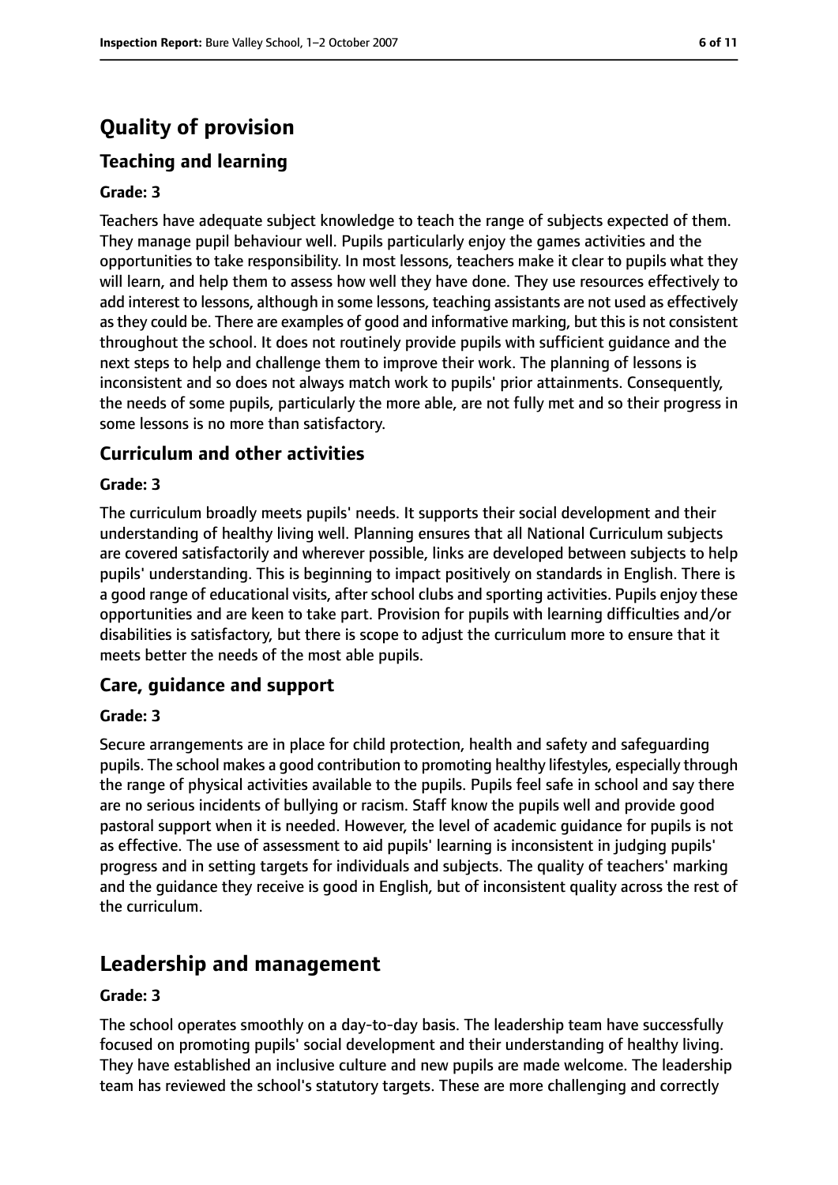# Quality of provision

## Teaching and learning

### Grade: 3

Teachers have adequate subject knowledge to teach the range of subjects expected of them. They manage pupil behaviour well. Pupils particularly enjoy the games activities and the opportunities to take responsibility. In most lessons, teachers make it clear to pupils what they will learn, and help them to assess how well they have done. They use resources effectively to add interest to lessons, although in some lessons, teaching assistants are not used as effectively as they could be. There are examples of good and informative marking, but this is not consistent throughout the school. It does not routinely provide pupils with sufficient guidance and the next steps to help and challenge them to improve their work. The planning of lessons is inconsistent and so does not always match work to pupils' prior attainments. Consequently, the needs of some pupils, particularly the more able, are not fully met and so their progress in some lessons is no more than satisfactory.

## Curriculum and other activities

### Grade: 3

The curriculum broadly meets pupils' needs. It supports their social development and their understanding of healthy living well. Planning ensures that all National Curriculum subjects are covered satisfactorily and wherever possible, links are developed between subjects to help pupils' understanding. This is beginning to impact positively on standards in English. There is a good range of educational visits, after school clubs and sporting activities. Pupils enjoy these opportunities and are keen to take part. Provision for pupils with learning difficulties and/or disabilities is satisfactory, but there is scope to adjust the curriculum more to ensure that it meets better the needs of the most able pupils.

## Care, guidance and support

### Grade: 3

Secure arrangements are in place for child protection, health and safety and safeguarding pupils. The school makes a good contribution to promoting healthy lifestyles, especially through the range of physical activities available to the pupils. Pupils feel safe in school and say there are no serious incidents of bullying or racism. Staff know the pupils well and provide good pastoral support when it is needed. However, the level of academic guidance for pupils is not as effective. The use of assessment to aid pupils' learning is inconsistent in judging pupils' progress and in setting targets for individuals and subjects. The quality of teachers' marking and the guidance they receive is good in English, but of inconsistent quality across the rest of the curriculum.

# Leadership and management

### Grade: 3

The school operates smoothly on a day-to-day basis. The leadership team have successfully focused on promoting pupils' social development and their understanding of healthy living. They have established an inclusive culture and new pupils are made welcome. The leadership team has reviewed the school's statutory targets. These are more challenging and correctly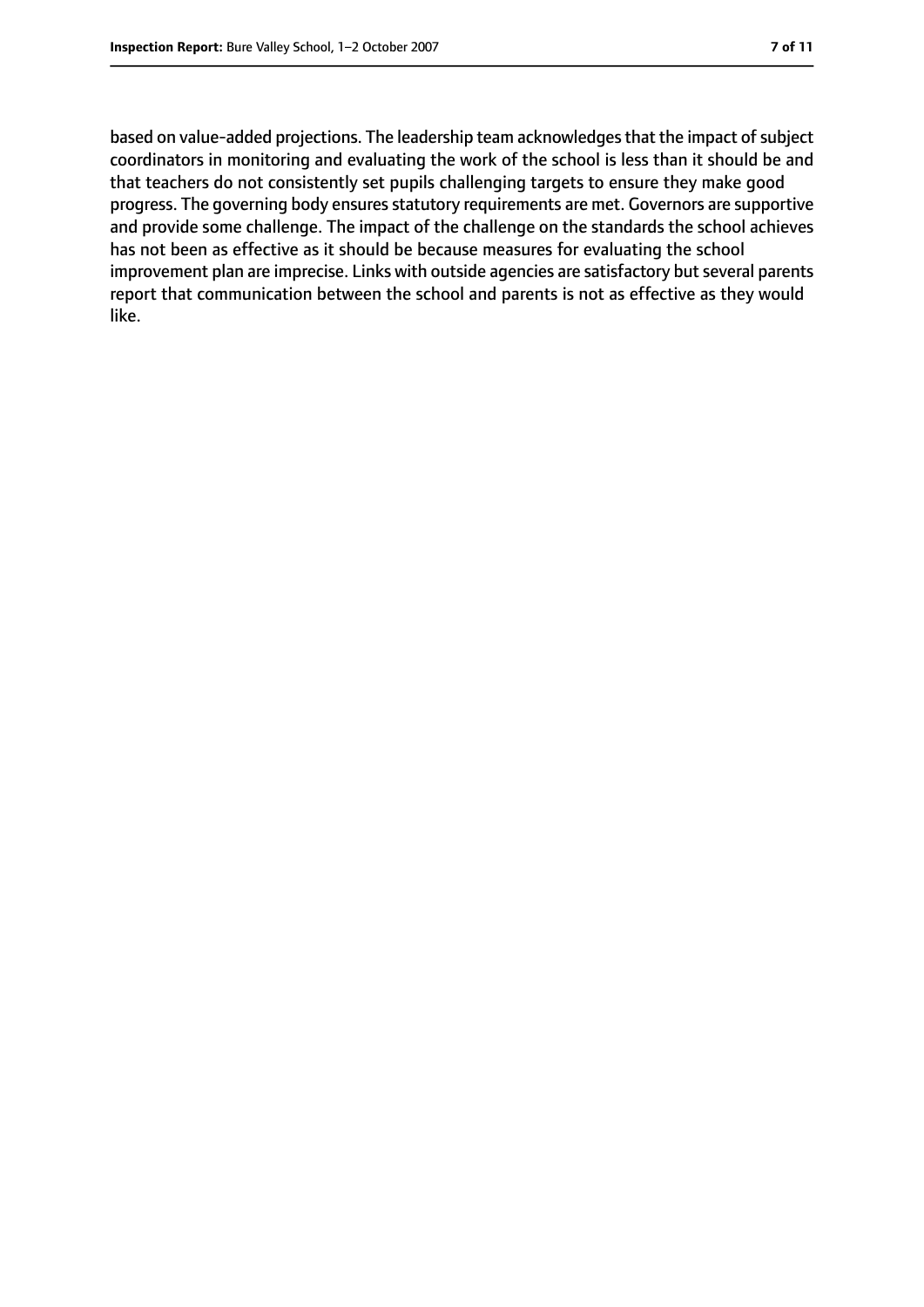based on value-added projections. The leadership team acknowledges that the impact of subject coordinators in monitoring and evaluating the work of the school is less than it should be and that teachers do not consistently set pupils challenging targets to ensure they make good progress. The governing body ensures statutory requirements are met. Governors are supportive and provide some challenge. The impact of the challenge on the standards the school achieves has not been as effective as it should be because measures for evaluating the school improvement plan are imprecise. Links with outside agencies are satisfactory but several parents report that communication between the school and parents is not as effective as they would like.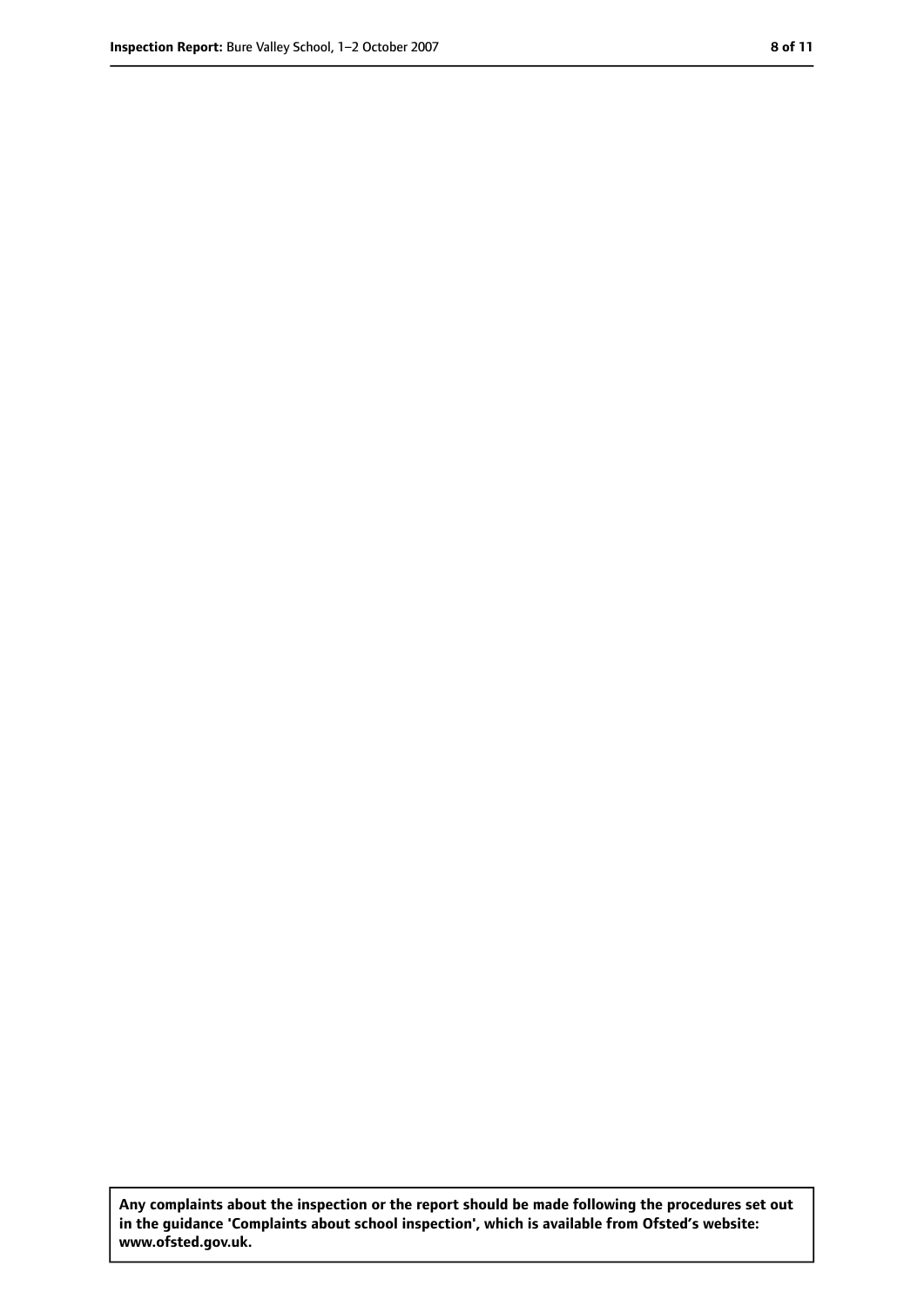**Any complaints about the inspection or the report should be made following the procedures set out in the guidance 'Complaints about school inspection', which is available from Ofsted's website: www.ofsted.gov.uk.**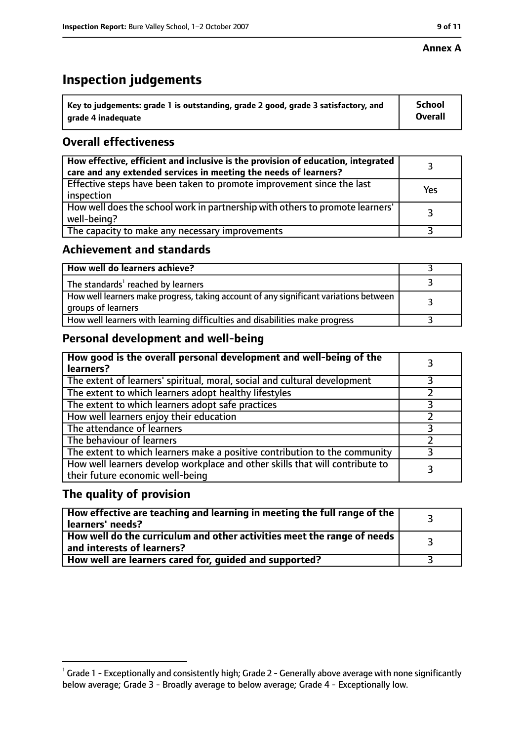**Annex A**

# Inspection judgements

| Key to judgements: grade 1 is outstanding, grade 2 good, grade 3 satisfactory, and grade 4 inadequate | School Overall |
|---|---|

## Overall effectiveness

| | |
|---|---|
| How effective, efficient and inclusive is the provision of education, integrated care and any extended services in meeting the needs of learners? | 3 |
| Effective steps have been taken to promote improvement since the last inspection | Yes |
| How well does the school work in partnership with others to promote learners' well-being? | 3 |
| The capacity to make any necessary improvements | 3 |

## Achievement and standards

| | |
|---|---|
| How well do learners achieve? | 3 |
| The standards[1] reached by learners | 3 |
| How well learners make progress, taking account of any significant variations between groups of learners | 3 |
| How well learners with learning difficulties and disabilities make progress | 3 |

## Personal development and well-being

| | |
|---|---|
| How good is the overall personal development and well-being of the learners? | 3 |
| The extent of learners' spiritual, moral, social and cultural development | 3 |
| The extent to which learners adopt healthy lifestyles | 2 |
| The extent to which learners adopt safe practices | 3 |
| How well learners enjoy their education | 2 |
| The attendance of learners | 3 |
| The behaviour of learners | 2 |
| The extent to which learners make a positive contribution to the community | 3 |
| How well learners develop workplace and other skills that will contribute to their future economic well-being | 3 |

## The quality of provision

| | |
|---|---|
| How effective are teaching and learning in meeting the full range of the learners' needs? | 3 |
| How well do the curriculum and other activities meet the range of needs and interests of learners? | 3 |
| How well are learners cared for, guided and supported? | 3 |

[1] Grade 1 - Exceptionally and consistently high; Grade 2 - Generally above average with none significantly below average; Grade 3 - Broadly average to below average; Grade 4 - Exceptionally low.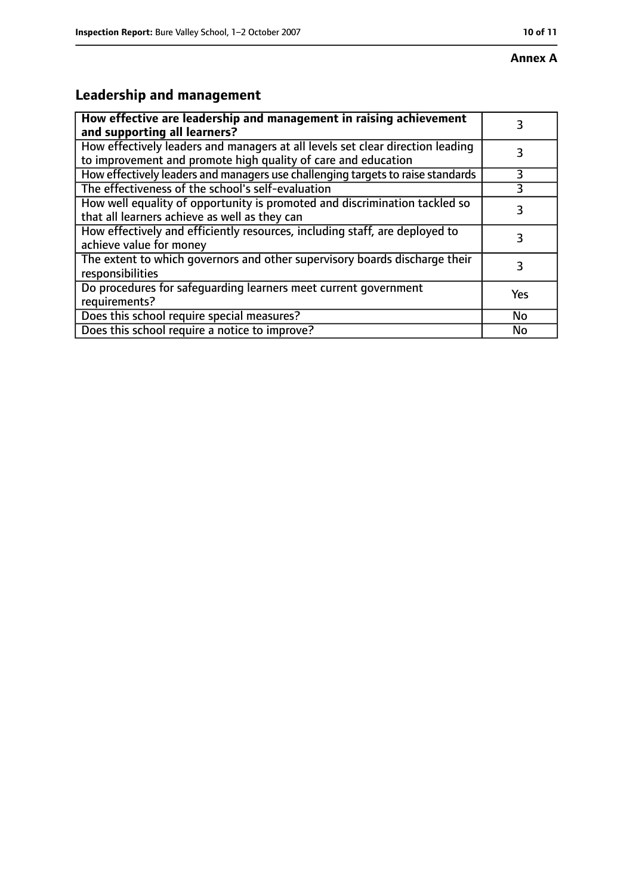**Annex A**

## Leadership and management

| How effective are leadership and management in raising achievement and supporting all learners? | 3 |
|---|---|
| How effectively leaders and managers at all levels set clear direction leading to improvement and promote high quality of care and education | 3 |
| How effectively leaders and managers use challenging targets to raise standards | 3 |
| The effectiveness of the school's self-evaluation | 3 |
| How well equality of opportunity is promoted and discrimination tackled so that all learners achieve as well as they can | 3 |
| How effectively and efficiently resources, including staff, are deployed to achieve value for money | 3 |
| The extent to which governors and other supervisory boards discharge their responsibilities | 3 |
| Do procedures for safeguarding learners meet current government requirements? | Yes |
| Does this school require special measures? | No |
| Does this school require a notice to improve? | No |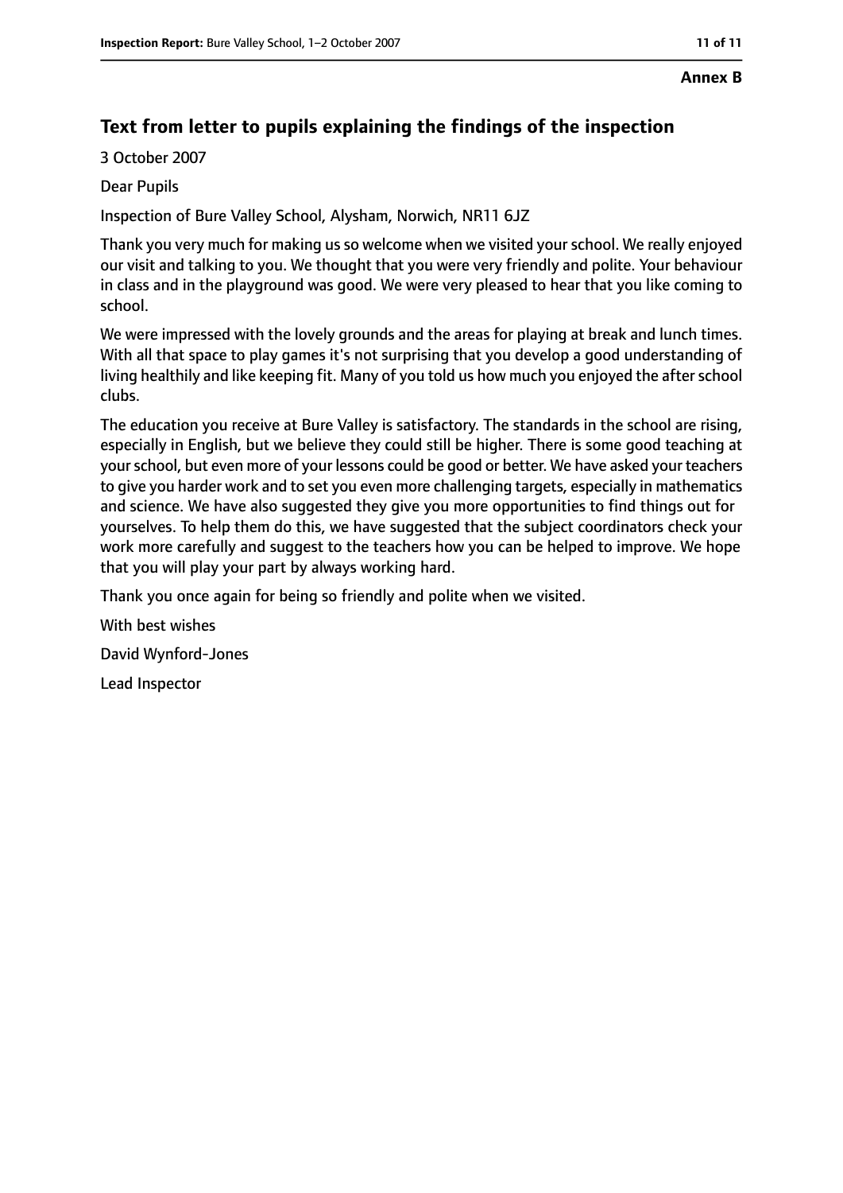**Annex B**

## Text from letter to pupils explaining the findings of the inspection

3 October 2007

Dear Pupils

Inspection of Bure Valley School, Alysham, Norwich, NR11 6JZ

Thank you very much for making us so welcome when we visited your school. We really enjoyed our visit and talking to you. We thought that you were very friendly and polite. Your behaviour in class and in the playground was good. We were very pleased to hear that you like coming to school.

We were impressed with the lovely grounds and the areas for playing at break and lunch times. With all that space to play games it's not surprising that you develop a good understanding of living healthily and like keeping fit. Many of you told us how much you enjoyed the after school clubs.

The education you receive at Bure Valley is satisfactory. The standards in the school are rising, especially in English, but we believe they could still be higher. There is some good teaching at your school, but even more of your lessons could be good or better. We have asked your teachers to give you harder work and to set you even more challenging targets, especially in mathematics and science. We have also suggested they give you more opportunities to find things out for yourselves. To help them do this, we have suggested that the subject coordinators check your work more carefully and suggest to the teachers how you can be helped to improve. We hope that you will play your part by always working hard.

Thank you once again for being so friendly and polite when we visited.

With best wishes

David Wynford-Jones

Lead Inspector